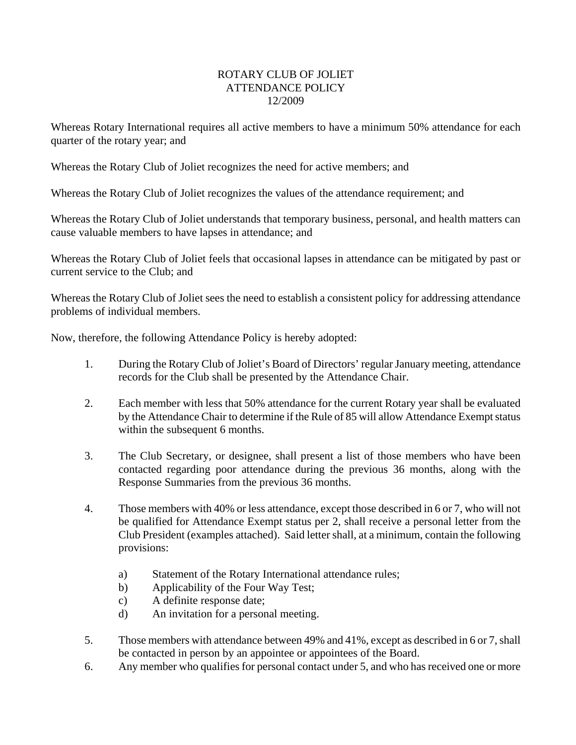# ROTARY CLUB OF JOLIET
## ATTENDANCE POLICY
12/2009

Whereas Rotary International requires all active members to have a minimum 50% attendance for each quarter of the rotary year; and

Whereas the Rotary Club of Joliet recognizes the need for active members; and

Whereas the Rotary Club of Joliet recognizes the values of the attendance requirement; and

Whereas the Rotary Club of Joliet understands that temporary business, personal, and health matters can cause valuable members to have lapses in attendance; and

Whereas the Rotary Club of Joliet feels that occasional lapses in attendance can be mitigated by past or current service to the Club; and

Whereas the Rotary Club of Joliet sees the need to establish a consistent policy for addressing attendance problems of individual members.

Now, therefore, the following Attendance Policy is hereby adopted:

1. During the Rotary Club of Joliet's Board of Directors' regular January meeting, attendance records for the Club shall be presented by the Attendance Chair.

2. Each member with less that 50% attendance for the current Rotary year shall be evaluated by the Attendance Chair to determine if the Rule of 85 will allow Attendance Exempt status within the subsequent 6 months.

3. The Club Secretary, or designee, shall present a list of those members who have been contacted regarding poor attendance during the previous 36 months, along with the Response Summaries from the previous 36 months.

4. Those members with 40% or less attendance, except those described in 6 or 7, who will not be qualified for Attendance Exempt status per 2, shall receive a personal letter from the Club President (examples attached). Said letter shall, at a minimum, contain the following provisions:

   a) Statement of the Rotary International attendance rules;
   b) Applicability of the Four Way Test;
   c) A definite response date;
   d) An invitation for a personal meeting.

5. Those members with attendance between 49% and 41%, except as described in 6 or 7, shall be contacted in person by an appointee or appointees of the Board.

6. Any member who qualifies for personal contact under 5, and who has received one or more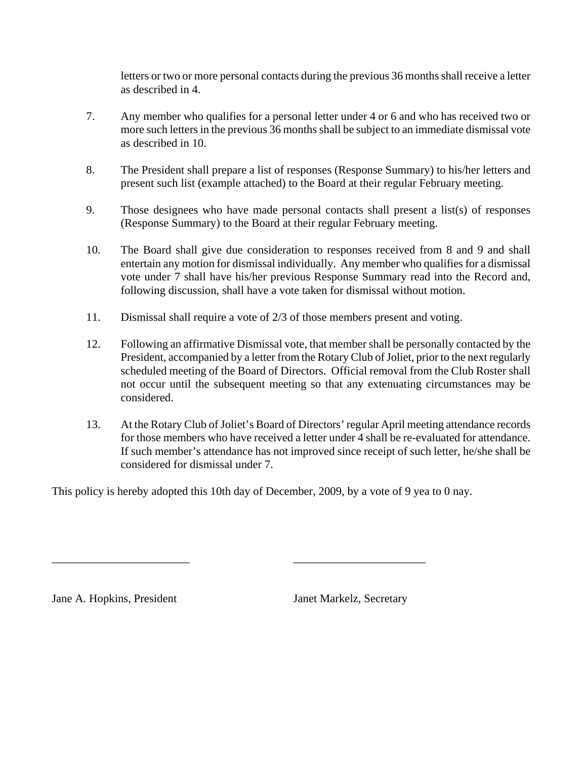letters or two or more personal contacts during the previous 36 months shall receive a letter as described in 4.

7. Any member who qualifies for a personal letter under 4 or 6 and who has received two or more such letters in the previous 36 months shall be subject to an immediate dismissal vote as described in 10.

8. The President shall prepare a list of responses (Response Summary) to his/her letters and present such list (example attached) to the Board at their regular February meeting.

9. Those designees who have made personal contacts shall present a list(s) of responses (Response Summary) to the Board at their regular February meeting.

10. The Board shall give due consideration to responses received from 8 and 9 and shall entertain any motion for dismissal individually. Any member who qualifies for a dismissal vote under 7 shall have his/her previous Response Summary read into the Record and, following discussion, shall have a vote taken for dismissal without motion.

11. Dismissal shall require a vote of 2/3 of those members present and voting.

12. Following an affirmative Dismissal vote, that member shall be personally contacted by the President, accompanied by a letter from the Rotary Club of Joliet, prior to the next regularly scheduled meeting of the Board of Directors. Official removal from the Club Roster shall not occur until the subsequent meeting so that any extenuating circumstances may be considered.

13. At the Rotary Club of Joliet's Board of Directors' regular April meeting attendance records for those members who have received a letter under 4 shall be re-evaluated for attendance. If such member's attendance has not improved since receipt of such letter, he/she shall be considered for dismissal under 7.

This policy is hereby adopted this 10th day of December, 2009, by a vote of 9 yea to 0 nay.

________________________ ________________________

Jane A. Hopkins, President Janet Markelz, Secretary